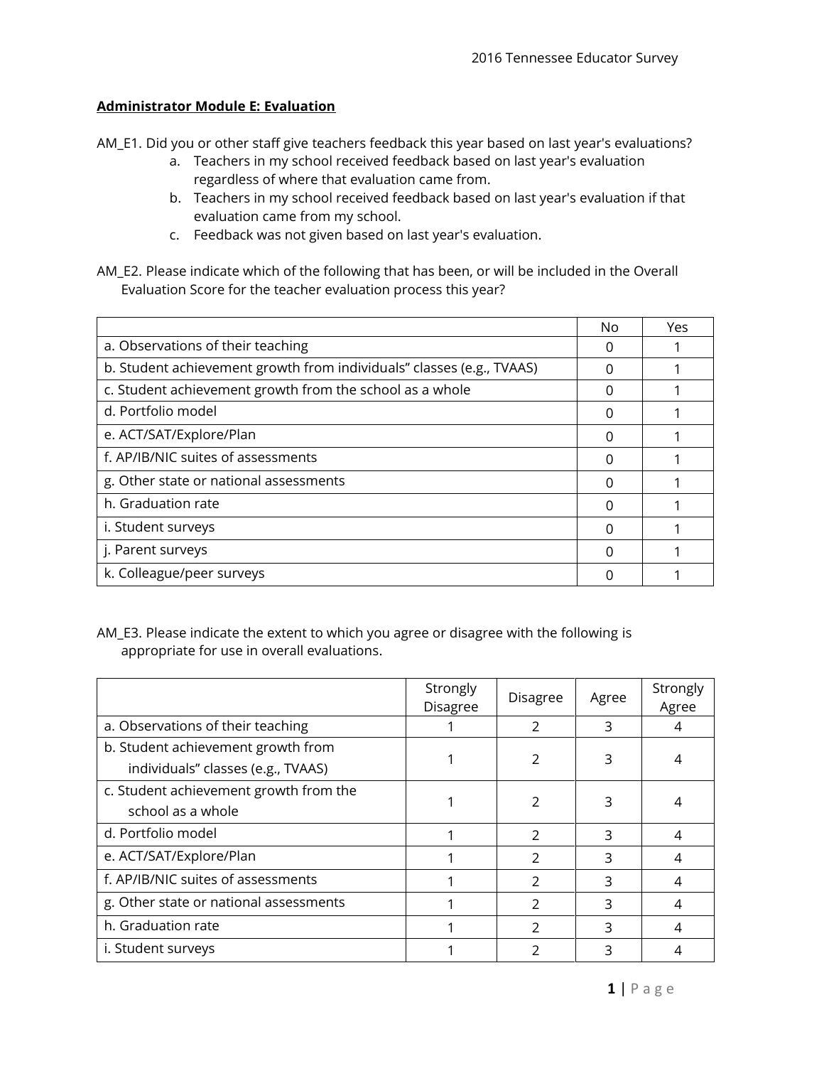**Administrator Module E: Evaluation**

AM_E1. Did you or other staff give teachers feedback this year based on last year's evaluations?

a. Teachers in my school received feedback based on last year's evaluation regardless of where that evaluation came from.
b. Teachers in my school received feedback based on last year's evaluation if that evaluation came from my school.
c. Feedback was not given based on last year's evaluation.

AM_E2. Please indicate which of the following that has been, or will be included in the Overall Evaluation Score for the teacher evaluation process this year?

| | No | Yes |
|---|---|---|
| a. Observations of their teaching | 0 | 1 |
| b. Student achievement growth from individuals" classes (e.g., TVAAS) | 0 | 1 |
| c. Student achievement growth from the school as a whole | 0 | 1 |
| d. Portfolio model | 0 | 1 |
| e. ACT/SAT/Explore/Plan | 0 | 1 |
| f. AP/IB/NIC suites of assessments | 0 | 1 |
| g. Other state or national assessments | 0 | 1 |
| h. Graduation rate | 0 | 1 |
| i. Student surveys | 0 | 1 |
| j. Parent surveys | 0 | 1 |
| k. Colleague/peer surveys | 0 | 1 |

AM_E3. Please indicate the extent to which you agree or disagree with the following is appropriate for use in overall evaluations.

| | Strongly Disagree | Disagree | Agree | Strongly Agree |
|---|---|---|---|---|
| a. Observations of their teaching | 1 | 2 | 3 | 4 |
| b. Student achievement growth from individuals" classes (e.g., TVAAS) | 1 | 2 | 3 | 4 |
| c. Student achievement growth from the school as a whole | 1 | 2 | 3 | 4 |
| d. Portfolio model | 1 | 2 | 3 | 4 |
| e. ACT/SAT/Explore/Plan | 1 | 2 | 3 | 4 |
| f. AP/IB/NIC suites of assessments | 1 | 2 | 3 | 4 |
| g. Other state or national assessments | 1 | 2 | 3 | 4 |
| h. Graduation rate | 1 | 2 | 3 | 4 |
| i. Student surveys | 1 | 2 | 3 | 4 |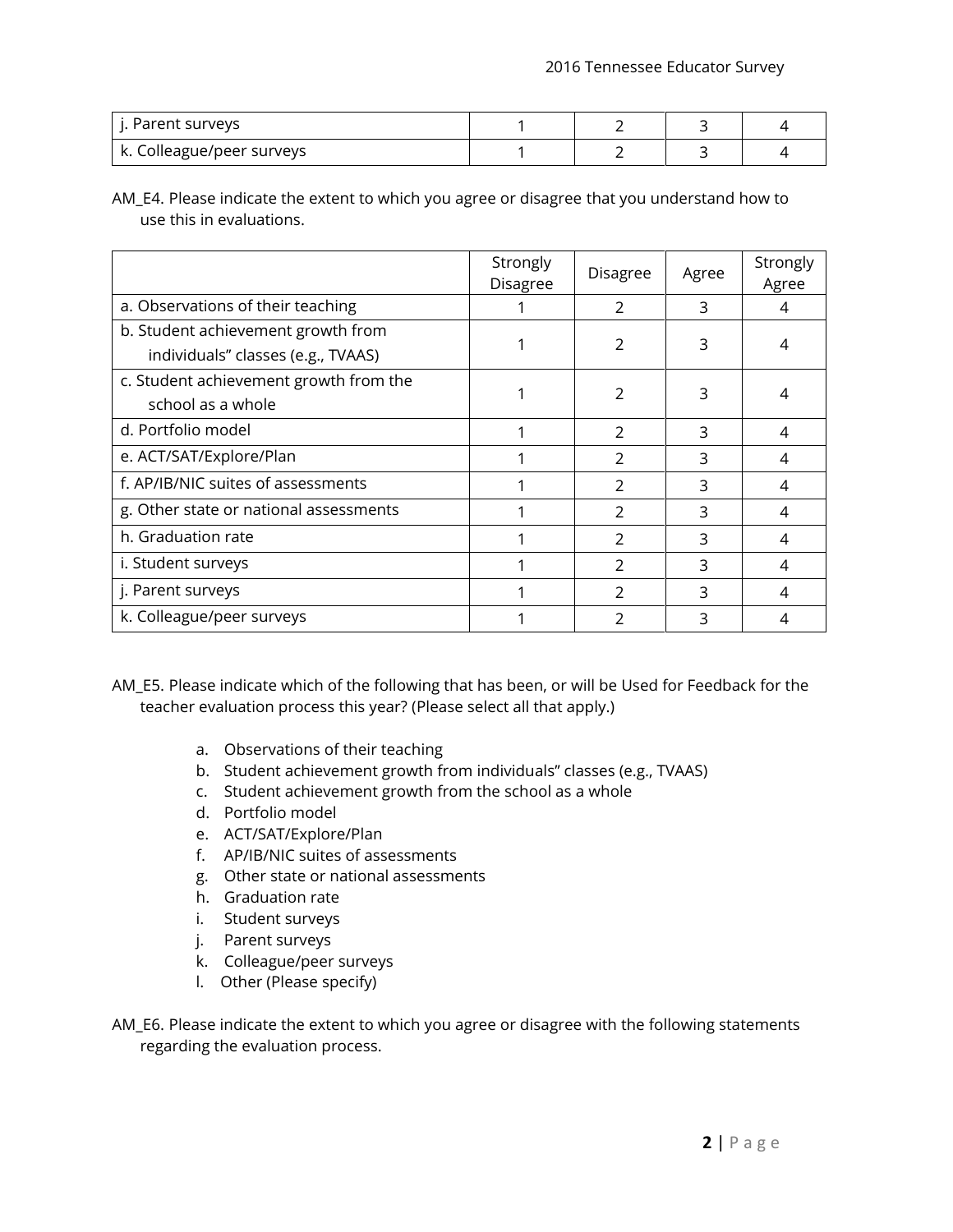| | | | | |
|---|---|---|---|---|
| j. Parent surveys | 1 | 2 | 3 | 4 |
| k. Colleague/peer surveys | 1 | 2 | 3 | 4 |

AM_E4. Please indicate the extent to which you agree or disagree that you understand how to use this in evaluations.

| | Strongly Disagree | Disagree | Agree | Strongly Agree |
|---|---|---|---|---|
| a. Observations of their teaching | 1 | 2 | 3 | 4 |
| b. Student achievement growth from individuals" classes (e.g., TVAAS) | 1 | 2 | 3 | 4 |
| c. Student achievement growth from the school as a whole | 1 | 2 | 3 | 4 |
| d. Portfolio model | 1 | 2 | 3 | 4 |
| e. ACT/SAT/Explore/Plan | 1 | 2 | 3 | 4 |
| f. AP/IB/NIC suites of assessments | 1 | 2 | 3 | 4 |
| g. Other state or national assessments | 1 | 2 | 3 | 4 |
| h. Graduation rate | 1 | 2 | 3 | 4 |
| i. Student surveys | 1 | 2 | 3 | 4 |
| j. Parent surveys | 1 | 2 | 3 | 4 |
| k. Colleague/peer surveys | 1 | 2 | 3 | 4 |

AM_E5. Please indicate which of the following that has been, or will be Used for Feedback for the teacher evaluation process this year? (Please select all that apply.)

a. Observations of their teaching
b. Student achievement growth from individuals" classes (e.g., TVAAS)
c. Student achievement growth from the school as a whole
d. Portfolio model
e. ACT/SAT/Explore/Plan
f. AP/IB/NIC suites of assessments
g. Other state or national assessments
h. Graduation rate
i. Student surveys
j. Parent surveys
k. Colleague/peer surveys
l. Other (Please specify)

AM_E6. Please indicate the extent to which you agree or disagree with the following statements regarding the evaluation process.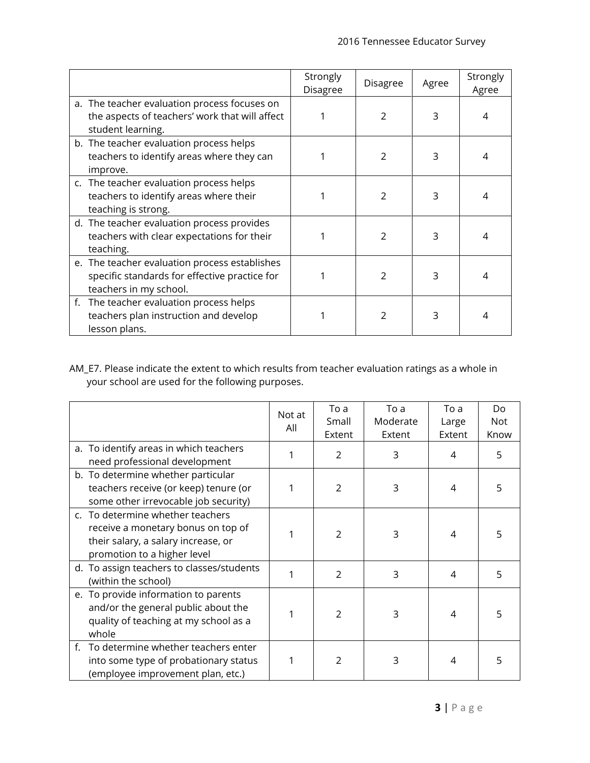| | Strongly Disagree | Disagree | Agree | Strongly Agree |
|---|---|---|---|---|
| a. The teacher evaluation process focuses on the aspects of teachers' work that will affect student learning. | 1 | 2 | 3 | 4 |
| b. The teacher evaluation process helps teachers to identify areas where they can improve. | 1 | 2 | 3 | 4 |
| c. The teacher evaluation process helps teachers to identify areas where their teaching is strong. | 1 | 2 | 3 | 4 |
| d. The teacher evaluation process provides teachers with clear expectations for their teaching. | 1 | 2 | 3 | 4 |
| e. The teacher evaluation process establishes specific standards for effective practice for teachers in my school. | 1 | 2 | 3 | 4 |
| f. The teacher evaluation process helps teachers plan instruction and develop lesson plans. | 1 | 2 | 3 | 4 |

AM_E7. Please indicate the extent to which results from teacher evaluation ratings as a whole in your school are used for the following purposes.

| | Not at All | To a Small Extent | To a Moderate Extent | To a Large Extent | Do Not Know |
|---|---|---|---|---|---|
| a. To identify areas in which teachers need professional development | 1 | 2 | 3 | 4 | 5 |
| b. To determine whether particular teachers receive (or keep) tenure (or some other irrevocable job security) | 1 | 2 | 3 | 4 | 5 |
| c. To determine whether teachers receive a monetary bonus on top of their salary, a salary increase, or promotion to a higher level | 1 | 2 | 3 | 4 | 5 |
| d. To assign teachers to classes/students (within the school) | 1 | 2 | 3 | 4 | 5 |
| e. To provide information to parents and/or the general public about the quality of teaching at my school as a whole | 1 | 2 | 3 | 4 | 5 |
| f. To determine whether teachers enter into some type of probationary status (employee improvement plan, etc.) | 1 | 2 | 3 | 4 | 5 |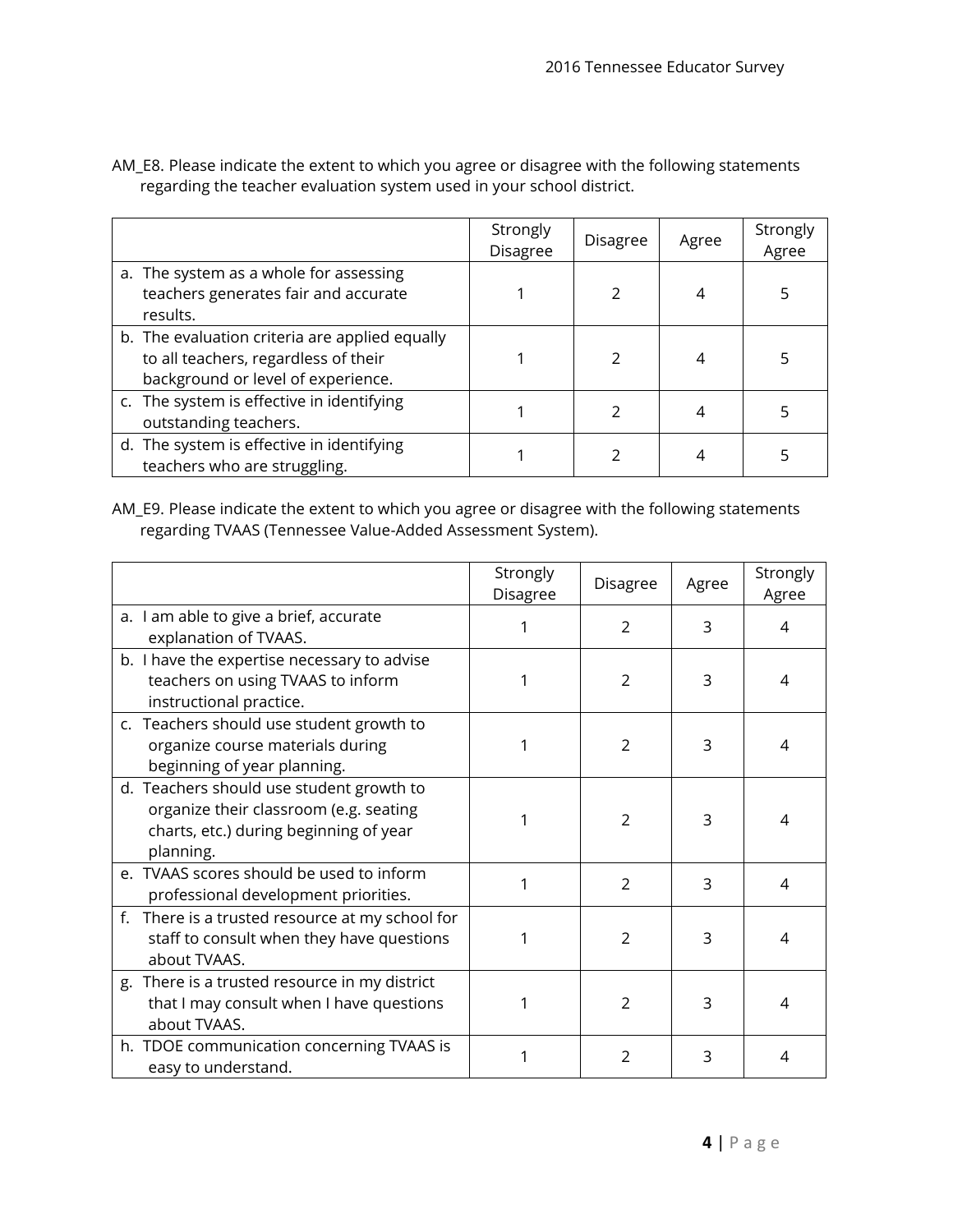AM_E8. Please indicate the extent to which you agree or disagree with the following statements regarding the teacher evaluation system used in your school district.

| | Strongly Disagree | Disagree | Agree | Strongly Agree |
|---|---|---|---|---|
| a. The system as a whole for assessing teachers generates fair and accurate results. | 1 | 2 | 4 | 5 |
| b. The evaluation criteria are applied equally to all teachers, regardless of their background or level of experience. | 1 | 2 | 4 | 5 |
| c. The system is effective in identifying outstanding teachers. | 1 | 2 | 4 | 5 |
| d. The system is effective in identifying teachers who are struggling. | 1 | 2 | 4 | 5 |

AM_E9. Please indicate the extent to which you agree or disagree with the following statements regarding TVAAS (Tennessee Value-Added Assessment System).

| | Strongly Disagree | Disagree | Agree | Strongly Agree |
|---|---|---|---|---|
| a. I am able to give a brief, accurate explanation of TVAAS. | 1 | 2 | 3 | 4 |
| b. I have the expertise necessary to advise teachers on using TVAAS to inform instructional practice. | 1 | 2 | 3 | 4 |
| c. Teachers should use student growth to organize course materials during beginning of year planning. | 1 | 2 | 3 | 4 |
| d. Teachers should use student growth to organize their classroom (e.g. seating charts, etc.) during beginning of year planning. | 1 | 2 | 3 | 4 |
| e. TVAAS scores should be used to inform professional development priorities. | 1 | 2 | 3 | 4 |
| f. There is a trusted resource at my school for staff to consult when they have questions about TVAAS. | 1 | 2 | 3 | 4 |
| g. There is a trusted resource in my district that I may consult when I have questions about TVAAS. | 1 | 2 | 3 | 4 |
| h. TDOE communication concerning TVAAS is easy to understand. | 1 | 2 | 3 | 4 |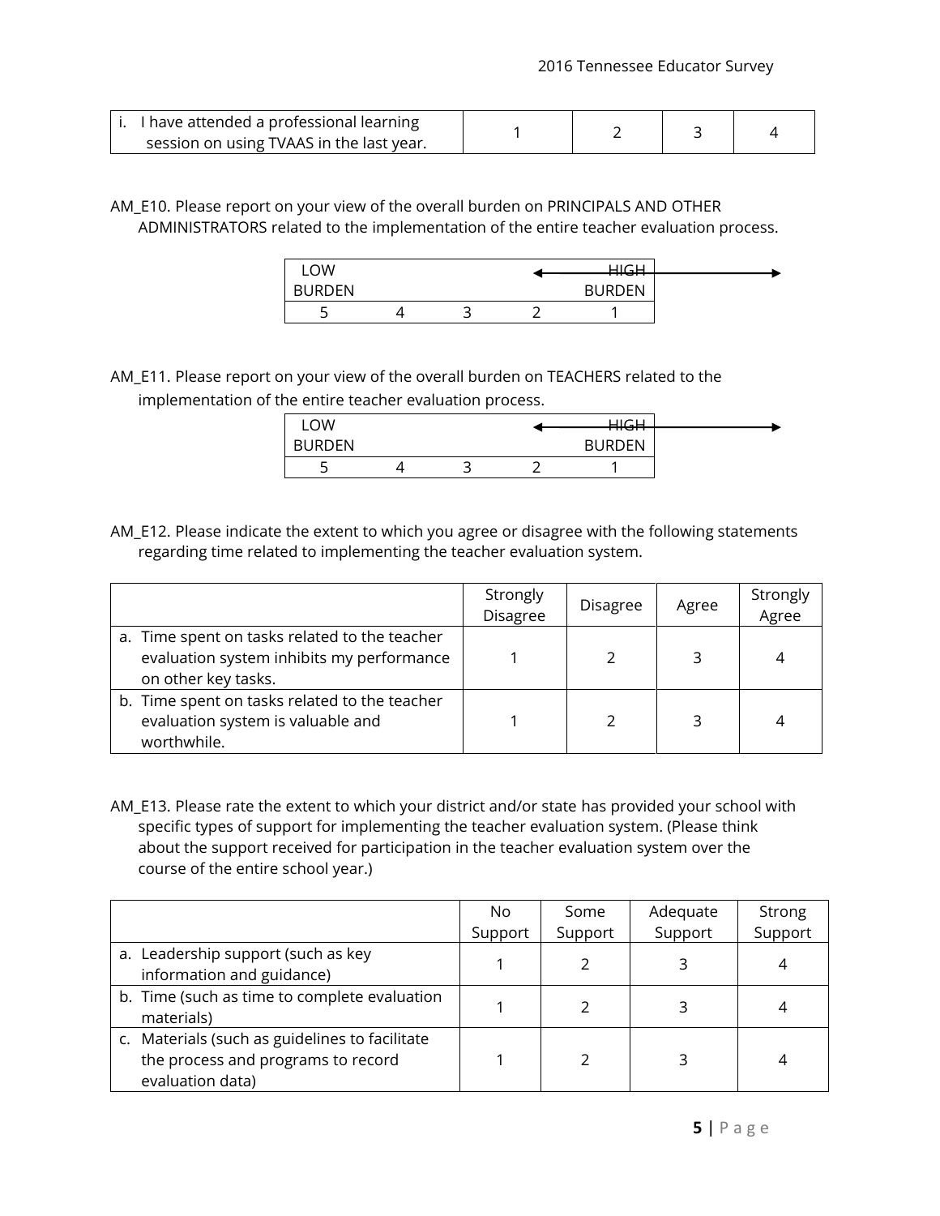| | | | | |
|---|---|---|---|---|
| i. I have attended a professional learning session on using TVAAS in the last year. | 1 | 2 | 3 | 4 |

AM_E10. Please report on your view of the overall burden on PRINCIPALS AND OTHER ADMINISTRATORS related to the implementation of the entire teacher evaluation process.

| LOW BURDEN | | | | HIGH BURDEN |
|---|---|---|---|---|
| 5 | 4 | 3 | 2 | 1 |

AM_E11. Please report on your view of the overall burden on TEACHERS related to the implementation of the entire teacher evaluation process.

| LOW BURDEN | | | | HIGH BURDEN |
|---|---|---|---|---|
| 5 | 4 | 3 | 2 | 1 |

AM_E12. Please indicate the extent to which you agree or disagree with the following statements regarding time related to implementing the teacher evaluation system.

| | Strongly Disagree | Disagree | Agree | Strongly Agree |
|---|---|---|---|---|
| a. Time spent on tasks related to the teacher evaluation system inhibits my performance on other key tasks. | 1 | 2 | 3 | 4 |
| b. Time spent on tasks related to the teacher evaluation system is valuable and worthwhile. | 1 | 2 | 3 | 4 |

AM_E13. Please rate the extent to which your district and/or state has provided your school with specific types of support for implementing the teacher evaluation system. (Please think about the support received for participation in the teacher evaluation system over the course of the entire school year.)

| | No Support | Some Support | Adequate Support | Strong Support |
|---|---|---|---|---|
| a. Leadership support (such as key information and guidance) | 1 | 2 | 3 | 4 |
| b. Time (such as time to complete evaluation materials) | 1 | 2 | 3 | 4 |
| c. Materials (such as guidelines to facilitate the process and programs to record evaluation data) | 1 | 2 | 3 | 4 |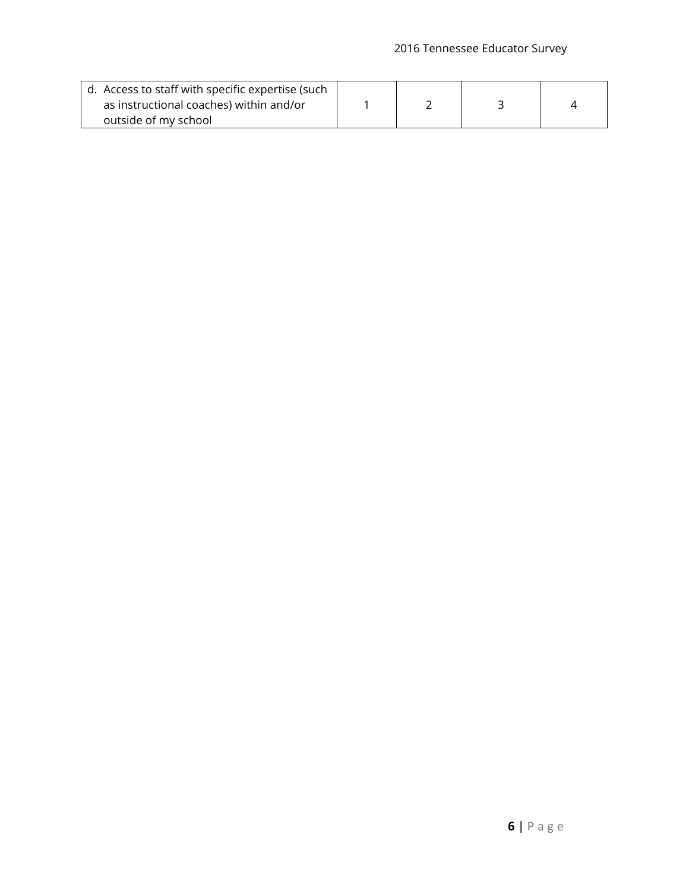| | | | | |
|---|---|---|---|---|
| d. Access to staff with specific expertise (such as instructional coaches) within and/or outside of my school | 1 | 2 | 3 | 4 |